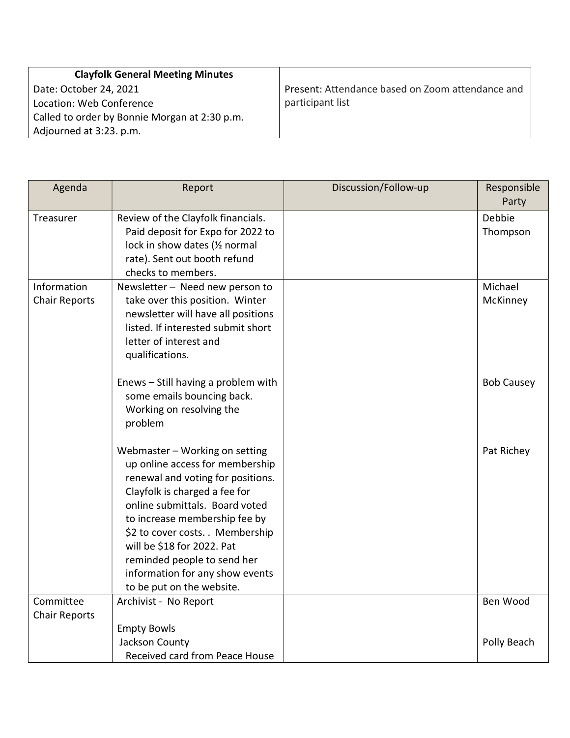| **Clayfolk General Meeting Minutes**<br>Date: October 24, 2021<br>Location: Web Conference<br>Called to order by Bonnie Morgan at 2:30 p.m.<br>Adjourned at 3:23. p.m. | Present: Attendance based on Zoom attendance and participant list |
|---|---|

| Agenda | Report | Discussion/Follow-up | Responsible Party |
|---|---|---|---|
| Treasurer | Review of the Clayfolk financials. Paid deposit for Expo for 2022 to lock in show dates (½ normal rate). Sent out booth refund checks to members. | | Debbie Thompson |
| Information Chair Reports | Newsletter – Need new person to take over this position. Winter newsletter will have all positions listed. If interested submit short letter of interest and qualifications. | | Michael McKinney |
| | Enews – Still having a problem with some emails bouncing back. Working on resolving the problem | | Bob Causey |
| | Webmaster – Working on setting up online access for membership renewal and voting for positions. Clayfolk is charged a fee for online submittals. Board voted to increase membership fee by $2 to cover costs. . Membership will be $18 for 2022. Pat reminded people to send her information for any show events to be put on the website. | | Pat Richey |
| Committee Chair Reports | Archivist - No Report | | Ben Wood |
| | Empty Bowls<br>Jackson County<br>Received card from Peace House | | Polly Beach |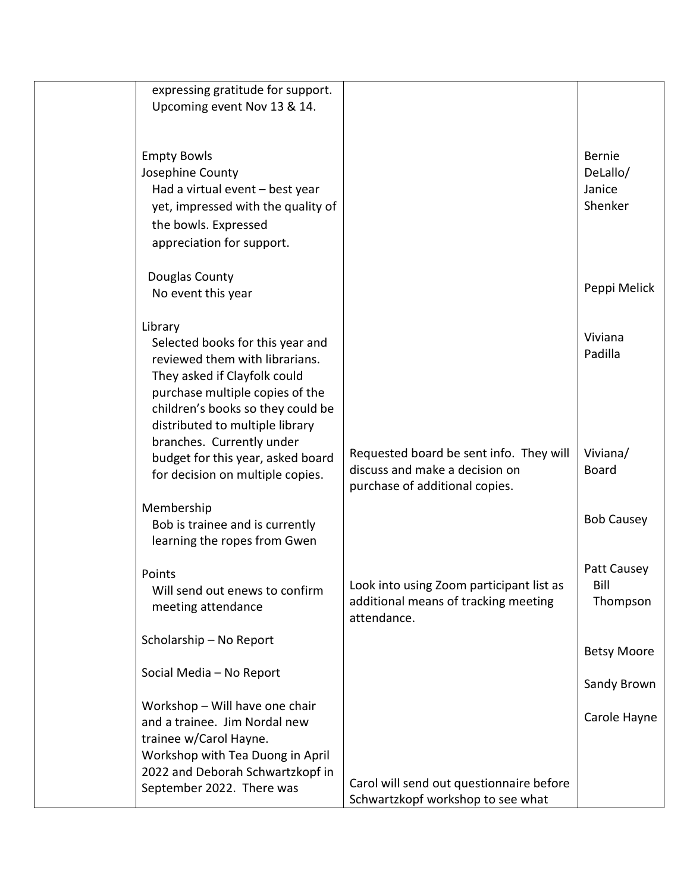| | | | |
|---|---|---|---|
| | expressing gratitude for support. Upcoming event Nov 13 & 14. | | |
| | Empty Bowls<br>Josephine County<br>Had a virtual event – best year yet, impressed with the quality of the bowls. Expressed appreciation for support. | | Bernie DeLallo/ Janice Shenker |
| | Douglas County<br>No event this year | | Peppi Melick |
| | Library<br>Selected books for this year and reviewed them with librarians. They asked if Clayfolk could purchase multiple copies of the children's books so they could be distributed to multiple library branches. Currently under budget for this year, asked board for decision on multiple copies. | Requested board be sent info. They will discuss and make a decision on purchase of additional copies. | Viviana Padilla<br><br>Viviana/ Board |
| | Membership<br>Bob is trainee and is currently learning the ropes from Gwen | | Bob Causey |
| | Points<br>Will send out enews to confirm meeting attendance | Look into using Zoom participant list as additional means of tracking meeting attendance. | Patt Causey Bill Thompson |
| | Scholarship – No Report | | Betsy Moore |
| | Social Media – No Report | | Sandy Brown |
| | Workshop – Will have one chair and a trainee. Jim Nordal new trainee w/Carol Hayne.<br>Workshop with Tea Duong in April 2022 and Deborah Schwartzkopf in September 2022. There was | Carol will send out questionnaire before Schwartzkopf workshop to see what | Carole Hayne |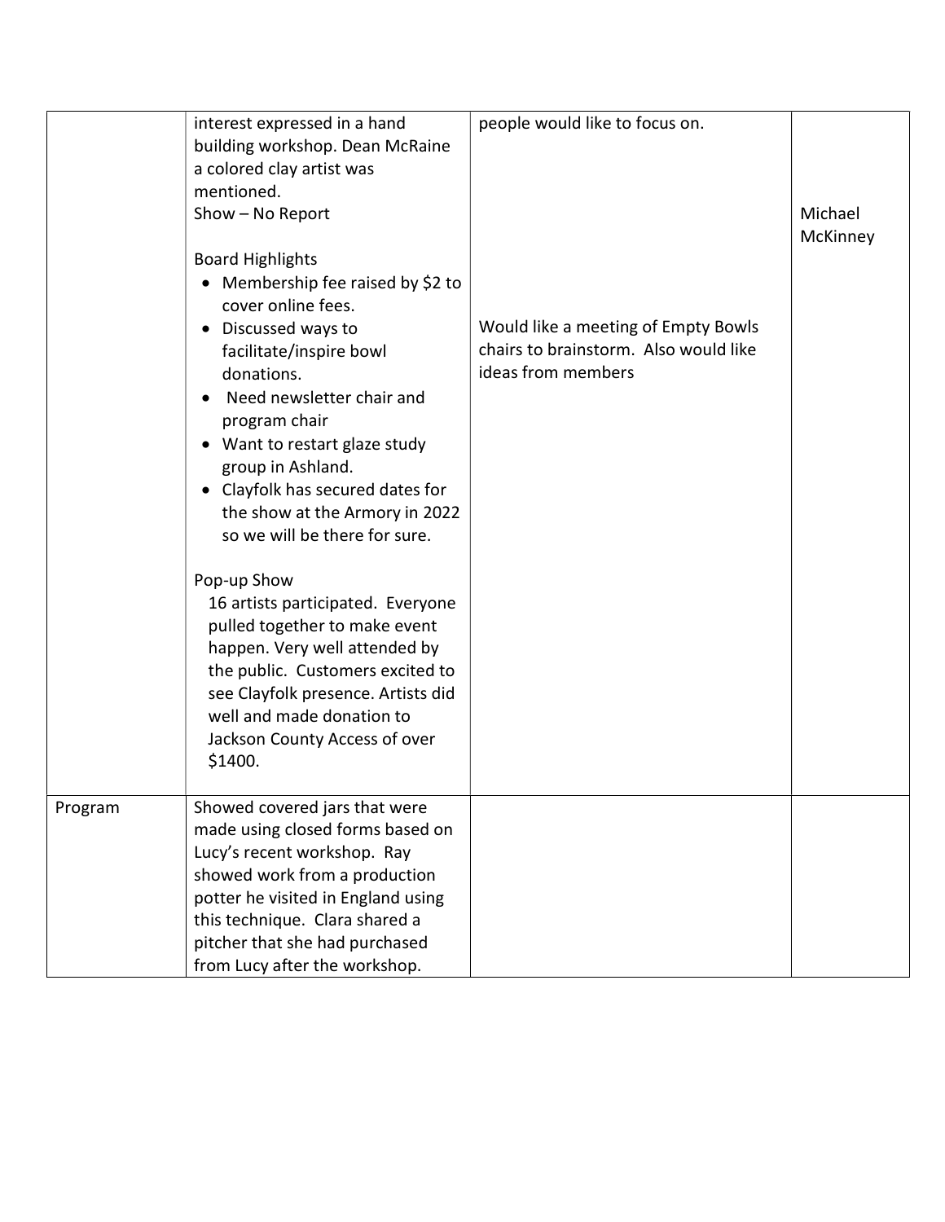| | | | |
|---|---|---|---|
| | interest expressed in a hand building workshop. Dean McRaine a colored clay artist was mentioned.<br>Show – No Report<br><br>Board Highlights<br>• Membership fee raised by $2 to cover online fees.<br>• Discussed ways to facilitate/inspire bowl donations.<br>• Need newsletter chair and program chair<br>• Want to restart glaze study group in Ashland.<br>• Clayfolk has secured dates for the show at the Armory in 2022 so we will be there for sure.<br><br>Pop-up Show<br>16 artists participated. Everyone pulled together to make event happen. Very well attended by the public. Customers excited to see Clayfolk presence. Artists did well and made donation to Jackson County Access of over $1400. | people would like to focus on.<br><br><br><br><br><br><br><br>Would like a meeting of Empty Bowls chairs to brainstorm. Also would like ideas from members | Michael McKinney |
| Program | Showed covered jars that were made using closed forms based on Lucy's recent workshop. Ray showed work from a production potter he visited in England using this technique. Clara shared a pitcher that she had purchased from Lucy after the workshop. | | |